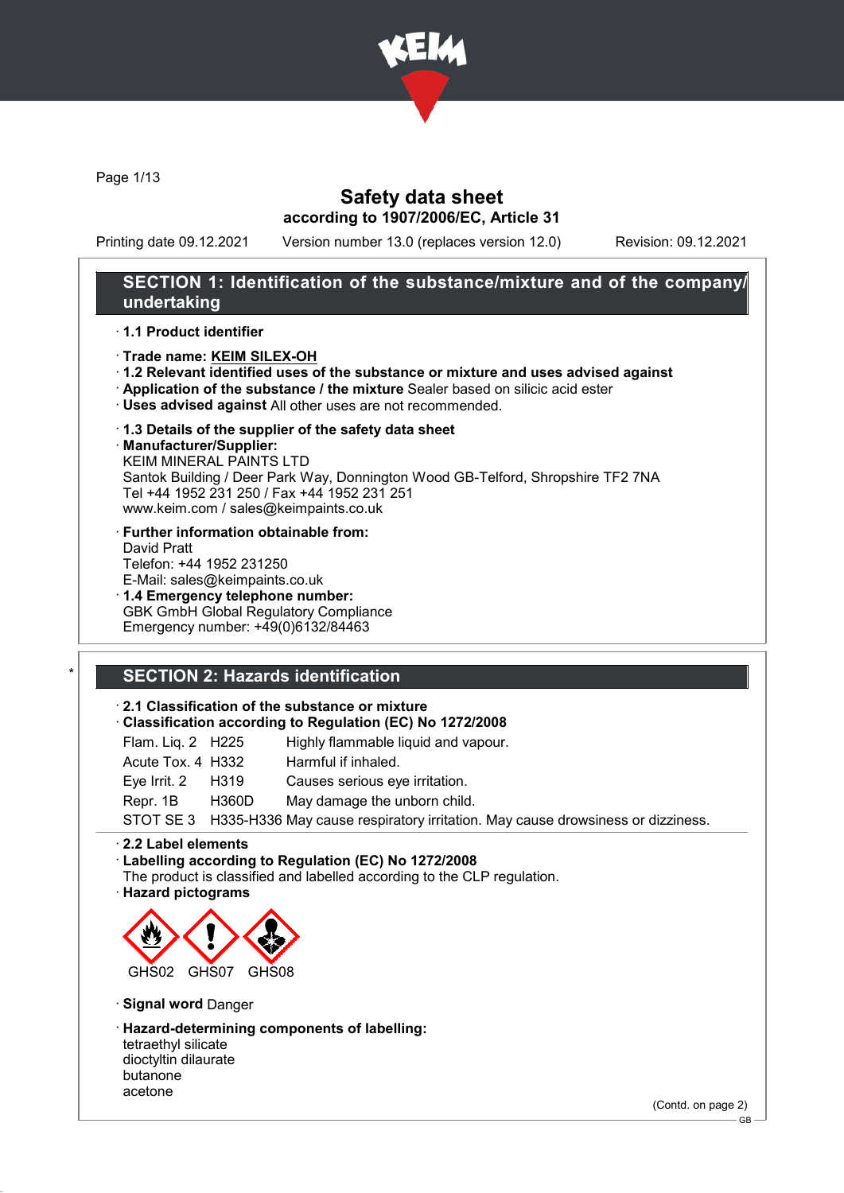# Safety data sheet

**according to 1907/2006/EC, Article 31**

Printing date 09.12.2021 Version number 13.0 (replaces version 12.0) Revision: 09.12.2021

## SECTION 1: Identification of the substance/mixture and of the company/undertaking

· **1.1 Product identifier**

· **Trade name: KEIM SILEX-OH**
· **1.2 Relevant identified uses of the substance or mixture and uses advised against**
· **Application of the substance / the mixture** Sealer based on silicic acid ester
· **Uses advised against** All other uses are not recommended.

· **1.3 Details of the supplier of the safety data sheet**
· **Manufacturer/Supplier:**
KEIM MINERAL PAINTS LTD
Santok Building / Deer Park Way, Donnington Wood GB-Telford, Shropshire TF2 7NA
Tel +44 1952 231 250 / Fax +44 1952 231 251
www.keim.com / sales@keimpaints.co.uk

· **Further information obtainable from:**
David Pratt
Telefon: +44 1952 231250
E-Mail: sales@keimpaints.co.uk
· **1.4 Emergency telephone number:**
GBK GmbH Global Regulatory Compliance
Emergency number: +49(0)6132/84463

## * SECTION 2: Hazards identification

· **2.1 Classification of the substance or mixture**
· **Classification according to Regulation (EC) No 1272/2008**

| | | |
|---|---|---|
| Flam. Liq. 2 | H225 | Highly flammable liquid and vapour. |
| Acute Tox. 4 | H332 | Harmful if inhaled. |
| Eye Irrit. 2 | H319 | Causes serious eye irritation. |
| Repr. 1B | H360D | May damage the unborn child. |
| STOT SE 3 | H335-H336 | May cause respiratory irritation. May cause drowsiness or dizziness. |

· **2.2 Label elements**
· **Labelling according to Regulation (EC) No 1272/2008**
The product is classified and labelled according to the CLP regulation.
· **Hazard pictograms**

GHS02 GHS07 GHS08

· **Signal word** Danger

· **Hazard-determining components of labelling:**
tetraethyl silicate
dioctyltin dilaurate
butanone
acetone

(Contd. on page 2)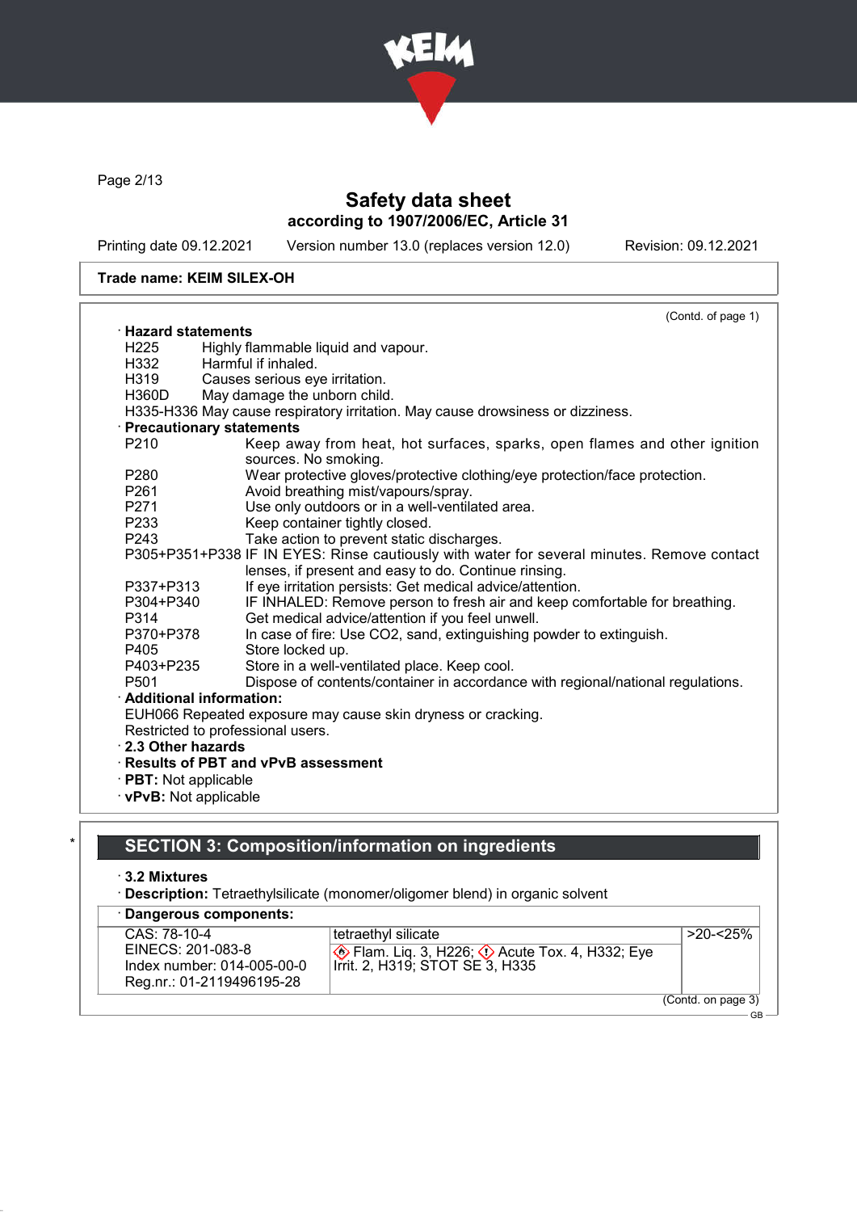**Trade name: KEIM SILEX-OH**

(Contd. of page 1)

· **Hazard statements**

H225 Highly flammable liquid and vapour.
H332 Harmful if inhaled.
H319 Causes serious eye irritation.
H360D May damage the unborn child.
H335-H336 May cause respiratory irritation. May cause drowsiness or dizziness.

· **Precautionary statements**

P210 Keep away from heat, hot surfaces, sparks, open flames and other ignition sources. No smoking.
P280 Wear protective gloves/protective clothing/eye protection/face protection.
P261 Avoid breathing mist/vapours/spray.
P271 Use only outdoors or in a well-ventilated area.
P233 Keep container tightly closed.
P243 Take action to prevent static discharges.
P305+P351+P338 IF IN EYES: Rinse cautiously with water for several minutes. Remove contact lenses, if present and easy to do. Continue rinsing.
P337+P313 If eye irritation persists: Get medical advice/attention.
P304+P340 IF INHALED: Remove person to fresh air and keep comfortable for breathing.
P314 Get medical advice/attention if you feel unwell.
P370+P378 In case of fire: Use CO2, sand, extinguishing powder to extinguish.
P405 Store locked up.
P403+P235 Store in a well-ventilated place. Keep cool.
P501 Dispose of contents/container in accordance with regional/national regulations.

· **Additional information:**

EUH066 Repeated exposure may cause skin dryness or cracking.
Restricted to professional users.

· **2.3 Other hazards**

· **Results of PBT and vPvB assessment**

· **PBT:** Not applicable

· **vPvB:** Not applicable

## SECTION 3: Composition/information on ingredients

· **3.2 Mixtures**

· **Description:** Tetraethylsilicate (monomer/oligomer blend) in organic solvent

· **Dangerous components:**

| | | |
|---|---|---|
| CAS: 78-10-4<br>EINECS: 201-083-8<br>Index number: 014-005-00-0<br>Reg.nr.: 01-2119496195-28 | tetraethyl silicate<br>Flam. Liq. 3, H226; Acute Tox. 4, H332; Eye Irrit. 2, H319; STOT SE 3, H335 | >20-<25% |

(Contd. on page 3)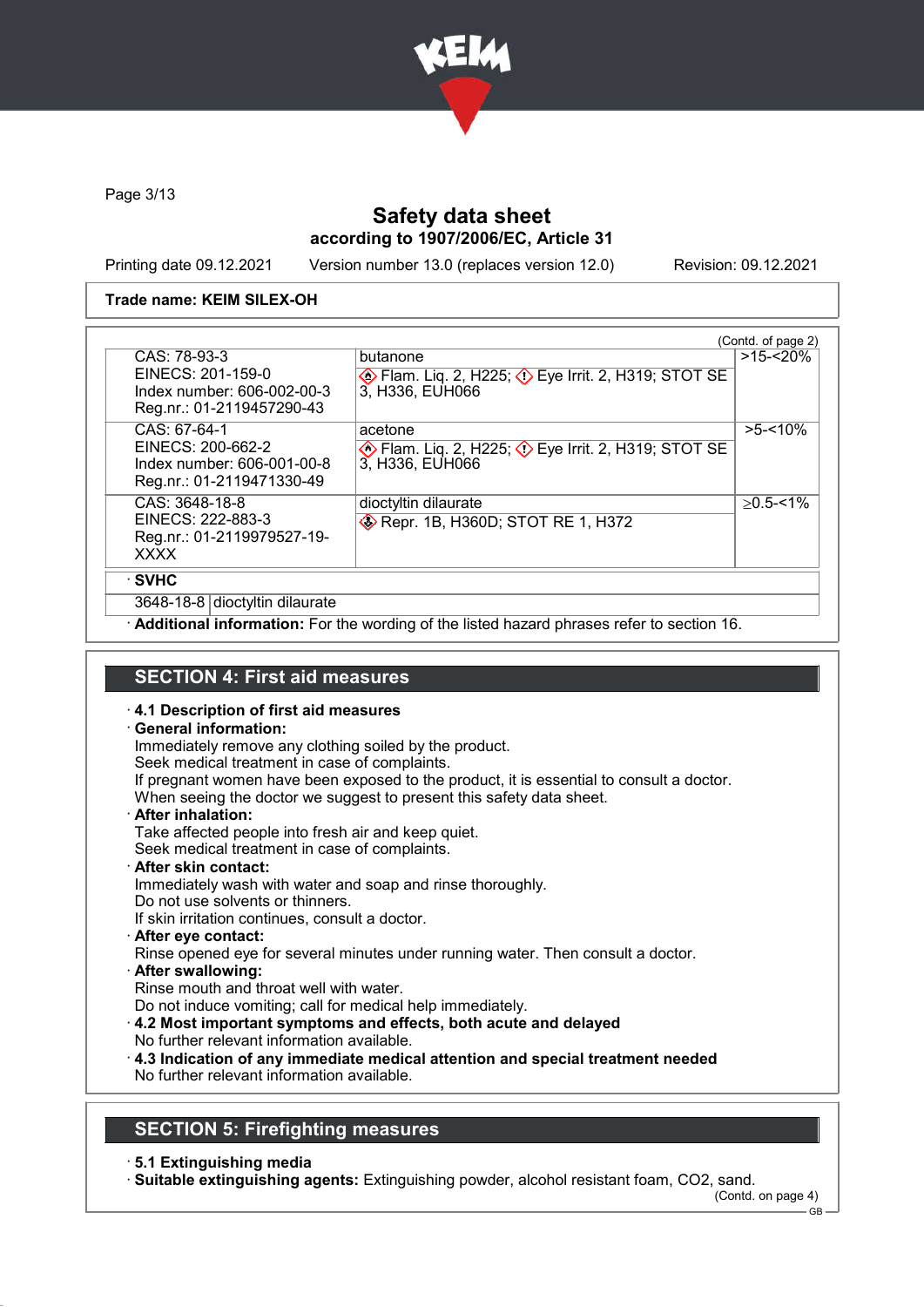# Safety data sheet

## according to 1907/2006/EC, Article 31

Printing date 09.12.2021 Version number 13.0 (replaces version 12.0) Revision: 09.12.2021

**Trade name: KEIM SILEX-OH**

(Contd. of page 2)

| | | |
|---|---|---|
| CAS: 78-93-3<br>EINECS: 201-159-0<br>Index number: 606-002-00-3<br>Reg.nr.: 01-2119457290-43 | butanone<br>Flam. Liq. 2, H225; Eye Irrit. 2, H319; STOT SE 3, H336, EUH066 | >15-<20% |
| CAS: 67-64-1<br>EINECS: 200-662-2<br>Index number: 606-001-00-8<br>Reg.nr.: 01-2119471330-49 | acetone<br>Flam. Liq. 2, H225; Eye Irrit. 2, H319; STOT SE 3, H336, EUH066 | >5-<10% |
| CAS: 3648-18-8<br>EINECS: 222-883-3<br>Reg.nr.: 01-2119979527-19-XXXX | dioctyltin dilaurate<br>Repr. 1B, H360D; STOT RE 1, H372 | ≥0.5-<1% |

· **SVHC**

| | |
|---|---|
| 3648-18-8 | dioctyltin dilaurate |

· **Additional information:** For the wording of the listed hazard phrases refer to section 16.

## SECTION 4: First aid measures

· **4.1 Description of first aid measures**

· **General information:**
Immediately remove any clothing soiled by the product.
Seek medical treatment in case of complaints.
If pregnant women have been exposed to the product, it is essential to consult a doctor.
When seeing the doctor we suggest to present this safety data sheet.

· **After inhalation:**
Take affected people into fresh air and keep quiet.
Seek medical treatment in case of complaints.

· **After skin contact:**
Immediately wash with water and soap and rinse thoroughly.
Do not use solvents or thinners.
If skin irritation continues, consult a doctor.

· **After eye contact:**
Rinse opened eye for several minutes under running water. Then consult a doctor.

· **After swallowing:**
Rinse mouth and throat well with water.
Do not induce vomiting; call for medical help immediately.

· **4.2 Most important symptoms and effects, both acute and delayed**
No further relevant information available.

· **4.3 Indication of any immediate medical attention and special treatment needed**
No further relevant information available.

## SECTION 5: Firefighting measures

· **5.1 Extinguishing media**

· **Suitable extinguishing agents:** Extinguishing powder, alcohol resistant foam, $CO_2$, sand.

(Contd. on page 4)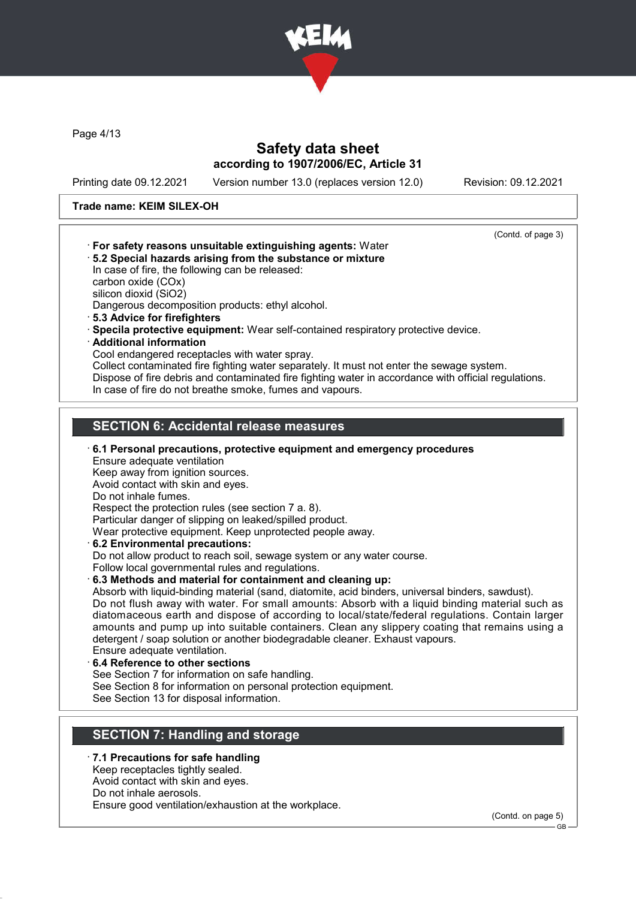(Contd. of page 3)

· **For safety reasons unsuitable extinguishing agents:** Water
· **5.2 Special hazards arising from the substance or mixture**
In case of fire, the following can be released:
carbon oxide (COx)
silicon dioxid ($SiO_2$)
Dangerous decomposition products: ethyl alcohol.
· **5.3 Advice for firefighters**
· **Specila protective equipment:** Wear self-contained respiratory protective device.
· **Additional information**
Cool endangered receptacles with water spray.
Collect contaminated fire fighting water separately. It must not enter the sewage system.
Dispose of fire debris and contaminated fire fighting water in accordance with official regulations.
In case of fire do not breathe smoke, fumes and vapours.

## SECTION 6: Accidental release measures

· **6.1 Personal precautions, protective equipment and emergency procedures**
Ensure adequate ventilation
Keep away from ignition sources.
Avoid contact with skin and eyes.
Do not inhale fumes.
Respect the protection rules (see section 7 a. 8).
Particular danger of slipping on leaked/spilled product.
Wear protective equipment. Keep unprotected people away.
· **6.2 Environmental precautions:**
Do not allow product to reach soil, sewage system or any water course.
Follow local governmental rules and regulations.
· **6.3 Methods and material for containment and cleaning up:**
Absorb with liquid-binding material (sand, diatomite, acid binders, universal binders, sawdust).
Do not flush away with water. For small amounts: Absorb with a liquid binding material such as diatomaceous earth and dispose of according to local/state/federal regulations. Contain larger amounts and pump up into suitable containers. Clean any slippery coating that remains using a detergent / soap solution or another biodegradable cleaner. Exhaust vapours.
Ensure adequate ventilation.
· **6.4 Reference to other sections**
See Section 7 for information on safe handling.
See Section 8 for information on personal protection equipment.
See Section 13 for disposal information.

## SECTION 7: Handling and storage

· **7.1 Precautions for safe handling**
Keep receptacles tightly sealed.
Avoid contact with skin and eyes.
Do not inhale aerosols.
Ensure good ventilation/exhaustion at the workplace.

(Contd. on page 5)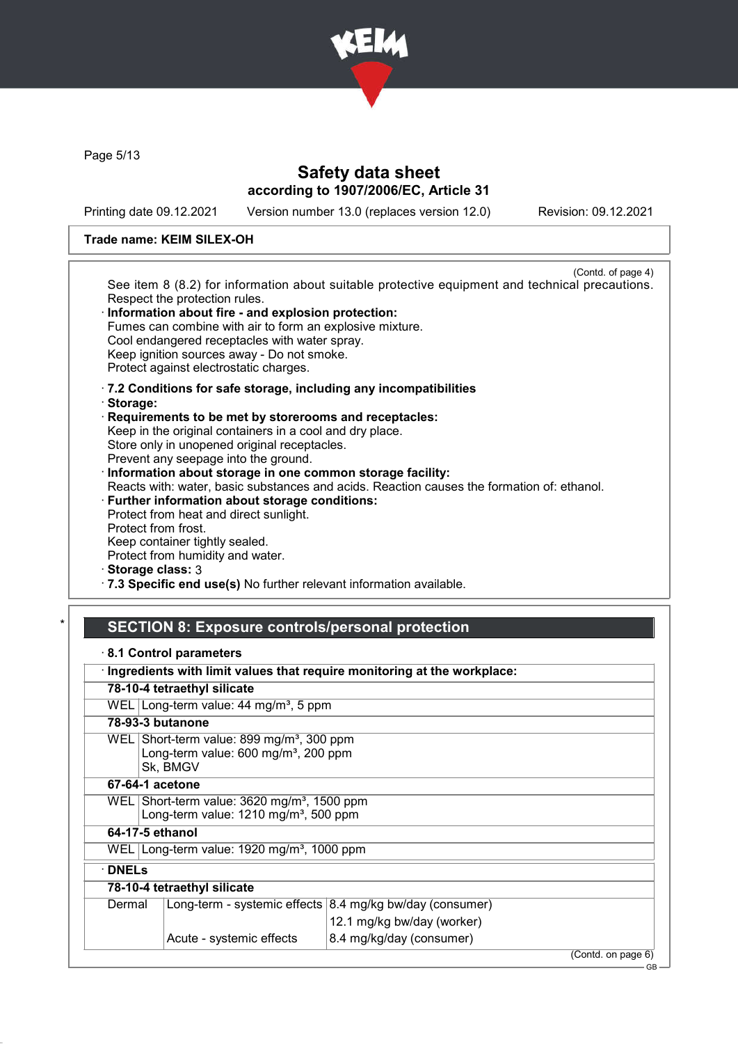(Contd. of page 4)

See item 8 (8.2) for information about suitable protective equipment and technical precautions.
Respect the protection rules.

· **Information about fire - and explosion protection:**
Fumes can combine with air to form an explosive mixture.
Cool endangered receptacles with water spray.
Keep ignition sources away - Do not smoke.
Protect against electrostatic charges.

· **7.2 Conditions for safe storage, including any incompatibilities**
· **Storage:**
· **Requirements to be met by storerooms and receptacles:**
Keep in the original containers in a cool and dry place.
Store only in unopened original receptacles.
Prevent any seepage into the ground.
· **Information about storage in one common storage facility:**
Reacts with: water, basic substances and acids. Reaction causes the formation of: ethanol.
· **Further information about storage conditions:**
Protect from heat and direct sunlight.
Protect from frost.
Keep container tightly sealed.
Protect from humidity and water.
· **Storage class:** 3
· **7.3 Specific end use(s)** No further relevant information available.

\*

## SECTION 8: Exposure controls/personal protection

· **8.1 Control parameters**

· **Ingredients with limit values that require monitoring at the workplace:**

| | |
|---|---|
| **78-10-4 tetraethyl silicate** | |
| WEL | Long-term value: 44 mg/m³, 5 ppm |
| **78-93-3 butanone** | |
| WEL | Short-term value: 899 mg/m³, 300 ppm<br>Long-term value: 600 mg/m³, 200 ppm<br>Sk, BMGV |
| **67-64-1 acetone** | |
| WEL | Short-term value: 3620 mg/m³, 1500 ppm<br>Long-term value: 1210 mg/m³, 500 ppm |
| **64-17-5 ethanol** | |
| WEL | Long-term value: 1920 mg/m³, 1000 ppm |

· **DNELs**

| | | |
|---|---|---|
| **78-10-4 tetraethyl silicate** | | |
| Dermal | Long-term - systemic effects | 8.4 mg/kg bw/day (consumer) |
| | | 12.1 mg/kg bw/day (worker) |
| | Acute - systemic effects | 8.4 mg/kg/day (consumer) |

(Contd. on page 6)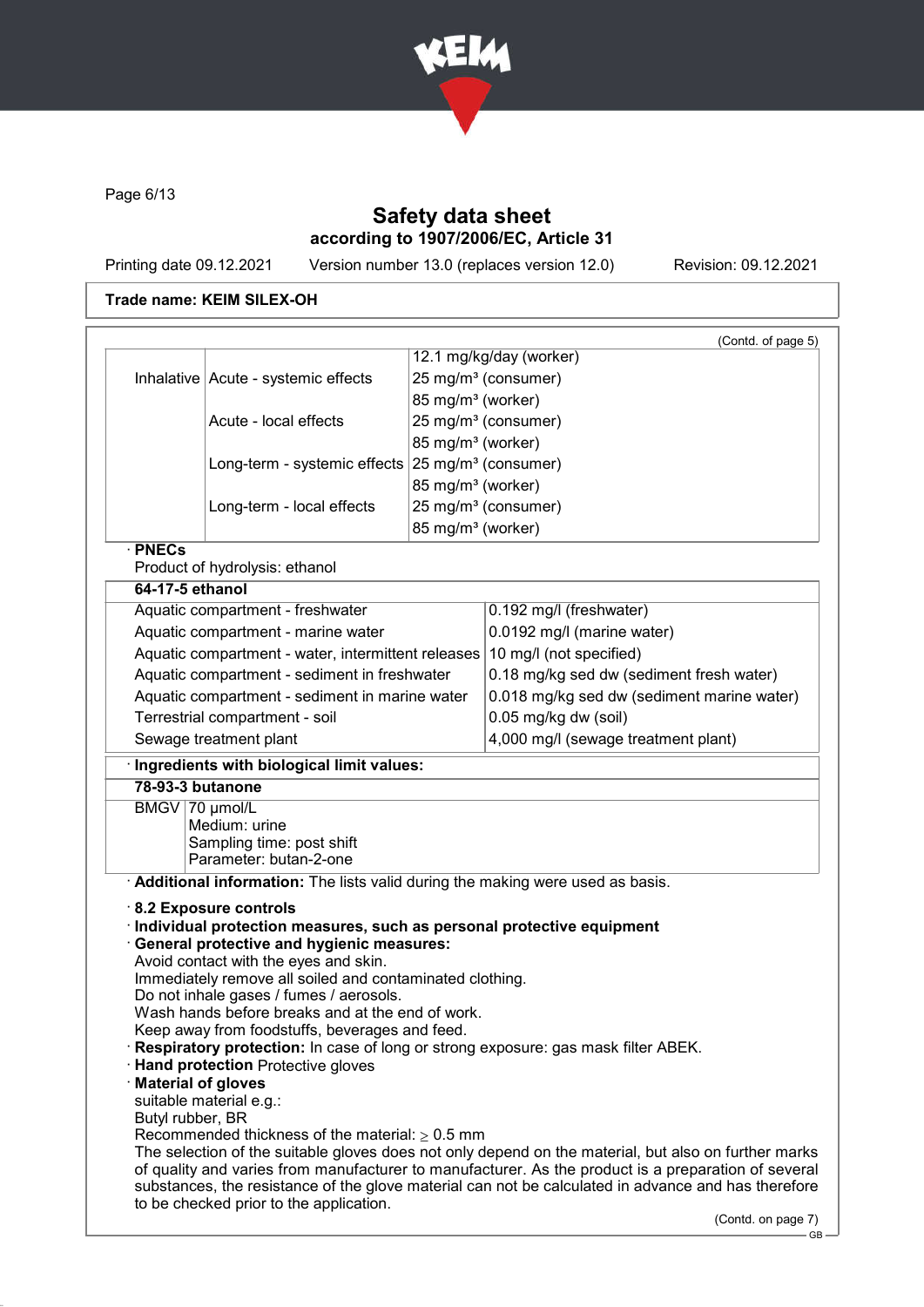**Trade name: KEIM SILEX-OH**

(Contd. of page 5)

| | | |
|---|---|---|
| | | 12.1 mg/kg/day (worker) |
| Inhalative | Acute - systemic effects | 25 mg/m³ (consumer) |
| | | 85 mg/m³ (worker) |
| | Acute - local effects | 25 mg/m³ (consumer) |
| | | 85 mg/m³ (worker) |
| | Long-term - systemic effects | 25 mg/m³ (consumer) |
| | | 85 mg/m³ (worker) |
| | Long-term - local effects | 25 mg/m³ (consumer) |
| | | 85 mg/m³ (worker) |

· **PNECs**

Product of hydrolysis: ethanol

| **64-17-5 ethanol** | |
|---|---|
| Aquatic compartment - freshwater | 0.192 mg/l (freshwater) |
| Aquatic compartment - marine water | 0.0192 mg/l (marine water) |
| Aquatic compartment - water, intermittent releases | 10 mg/l (not specified) |
| Aquatic compartment - sediment in freshwater | 0.18 mg/kg sed dw (sediment fresh water) |
| Aquatic compartment - sediment in marine water | 0.018 mg/kg sed dw (sediment marine water) |
| Terrestrial compartment - soil | 0.05 mg/kg dw (soil) |
| Sewage treatment plant | 4,000 mg/l (sewage treatment plant) |

· **Ingredients with biological limit values:**

| **78-93-3 butanone** | |
|---|---|
| BMGV | 70 µmol/L<br>Medium: urine<br>Sampling time: post shift<br>Parameter: butan-2-one |

· **Additional information:** The lists valid during the making were used as basis.

· **8.2 Exposure controls**

· **Individual protection measures, such as personal protective equipment**

· **General protective and hygienic measures:**

Avoid contact with the eyes and skin.
Immediately remove all soiled and contaminated clothing.
Do not inhale gases / fumes / aerosols.
Wash hands before breaks and at the end of work.
Keep away from foodstuffs, beverages and feed.

· **Respiratory protection:** In case of long or strong exposure: gas mask filter ABEK.

· **Hand protection** Protective gloves

· **Material of gloves**

suitable material e.g.:
Butyl rubber, BR
Recommended thickness of the material: ≥ 0.5 mm
The selection of the suitable gloves does not only depend on the material, but also on further marks of quality and varies from manufacturer to manufacturer. As the product is a preparation of several substances, the resistance of the glove material can not be calculated in advance and has therefore to be checked prior to the application.

(Contd. on page 7)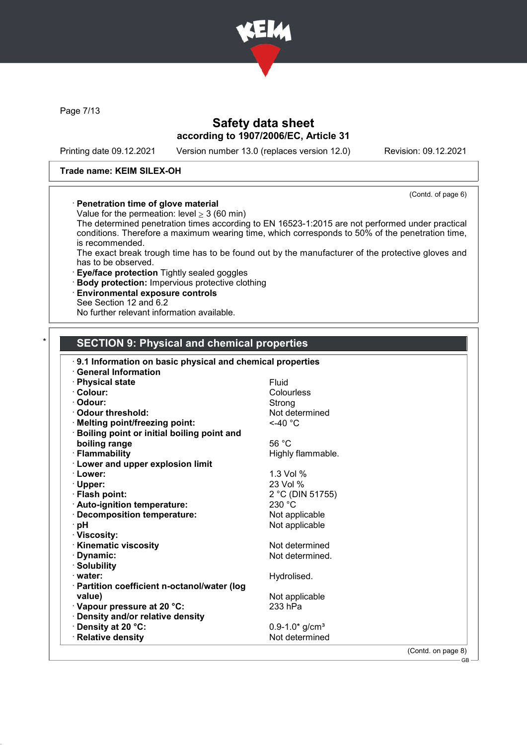**Trade name: KEIM SILEX-OH**

(Contd. of page 6)

· **Penetration time of glove material**
Value for the permeation: level ≥ 3 (60 min)
The determined penetration times according to EN 16523-1:2015 are not performed under practical conditions. Therefore a maximum wearing time, which corresponds to 50% of the penetration time, is recommended.
The exact break trough time has to be found out by the manufacturer of the protective gloves and has to be observed.
· **Eye/face protection** Tightly sealed goggles
· **Body protection:** Impervious protective clothing
· **Environmental exposure controls**
See Section 12 and 6.2
No further relevant information available.

## * SECTION 9: Physical and chemical properties

· **9.1 Information on basic physical and chemical properties**
· **General Information**

| | |
|---|---|
| · **Physical state** | Fluid |
| · **Colour:** | Colourless |
| · **Odour:** | Strong |
| · **Odour threshold:** | Not determined |
| · **Melting point/freezing point:** | <-40 °C |
| · **Boiling point or initial boiling point and boiling range** | 56 °C |
| · **Flammability** | Highly flammable. |
| · **Lower and upper explosion limit** | |
| · **Lower:** | 1.3 Vol % |
| · **Upper:** | 23 Vol % |
| · **Flash point:** | 2 °C (DIN 51755) |
| · **Auto-ignition temperature:** | 230 °C |
| · **Decomposition temperature:** | Not applicable |
| · **pH** | Not applicable |
| · **Viscosity:** | |
| · **Kinematic viscosity** | Not determined |
| · **Dynamic:** | Not determined. |
| · **Solubility** | |
| · **water:** | Hydrolised. |
| · **Partition coefficient n-octanol/water (log value)** | Not applicable |
| · **Vapour pressure at 20 °C:** | 233 hPa |
| · **Density and/or relative density** | |
| · **Density at 20 °C:** | 0.9-1.0* g/cm³ |
| · **Relative density** | Not determined |

(Contd. on page 8)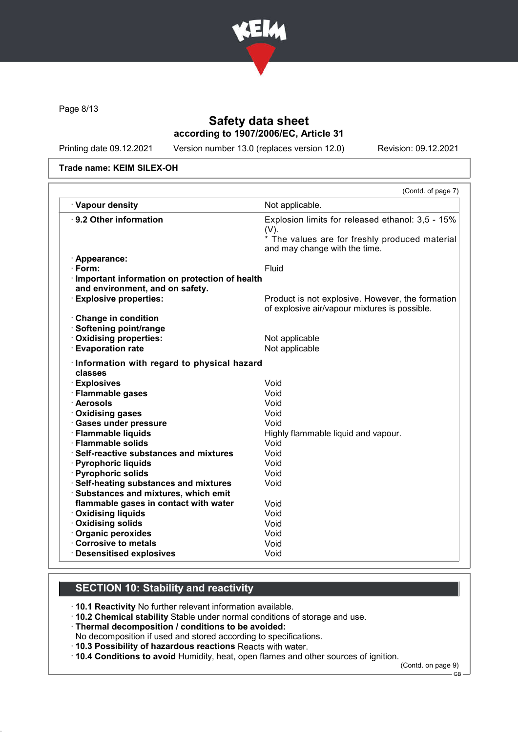Trade name: KEIM SILEX-OH

(Contd. of page 7)

| | |
|---|---|
| · **Vapour density** | Not applicable. |
| · **9.2 Other information** | Explosion limits for released ethanol: 3,5 - 15% (V). * The values are for freshly produced material and may change with the time. |
| · **Appearance:** | |
| · **Form:** | Fluid |
| · **Important information on protection of health and environment, and on safety.** | |
| · **Explosive properties:** | Product is not explosive. However, the formation of explosive air/vapour mixtures is possible. |
| · **Change in condition** | |
| · **Softening point/range** | |
| · **Oxidising properties:** | Not applicable |
| · **Evaporation rate** | Not applicable |
| · **Information with regard to physical hazard classes** | |
| · **Explosives** | Void |
| · **Flammable gases** | Void |
| · **Aerosols** | Void |
| · **Oxidising gases** | Void |
| · **Gases under pressure** | Void |
| · **Flammable liquids** | Highly flammable liquid and vapour. |
| · **Flammable solids** | Void |
| · **Self-reactive substances and mixtures** | Void |
| · **Pyrophoric liquids** | Void |
| · **Pyrophoric solids** | Void |
| · **Self-heating substances and mixtures** | Void |
| · **Substances and mixtures, which emit flammable gases in contact with water** | Void |
| · **Oxidising liquids** | Void |
| · **Oxidising solids** | Void |
| · **Organic peroxides** | Void |
| · **Corrosive to metals** | Void |
| · **Desensitised explosives** | Void |

## SECTION 10: Stability and reactivity

· **10.1 Reactivity** No further relevant information available.

· **10.2 Chemical stability** Stable under normal conditions of storage and use.

· **Thermal decomposition / conditions to be avoided:**
No decomposition if used and stored according to specifications.

· **10.3 Possibility of hazardous reactions** Reacts with water.

· **10.4 Conditions to avoid** Humidity, heat, open flames and other sources of ignition.

(Contd. on page 9)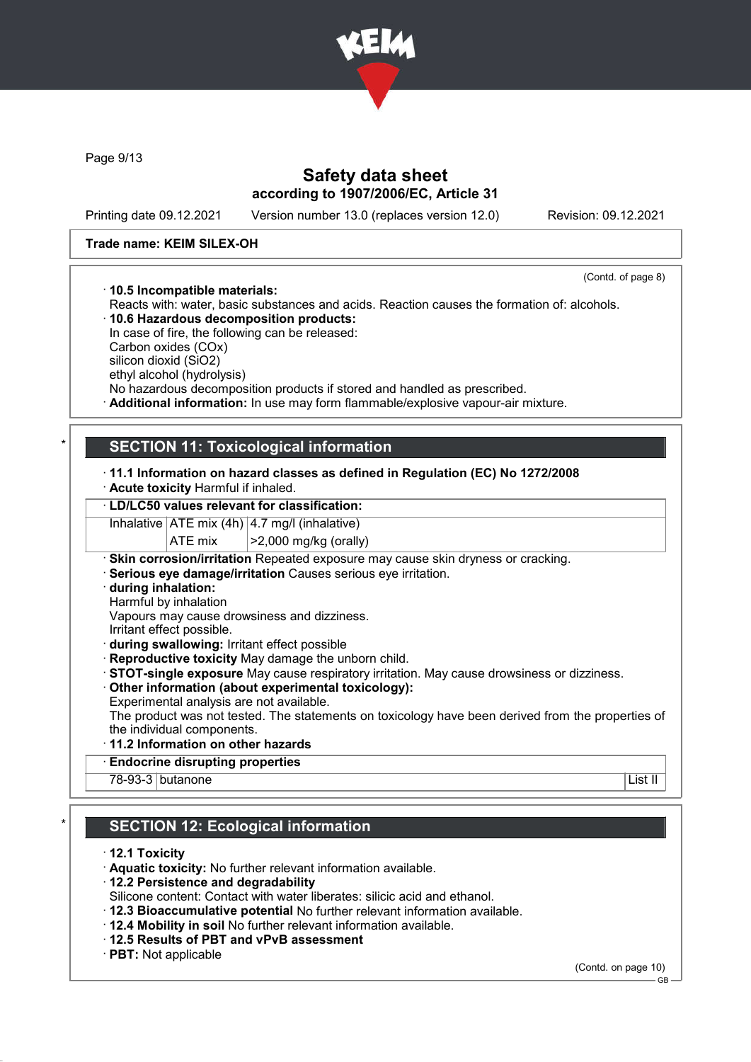Trade name: KEIM SILEX-OH

(Contd. of page 8)

· **10.5 Incompatible materials:**
Reacts with: water, basic substances and acids. Reaction causes the formation of: alcohols.
· **10.6 Hazardous decomposition products:**
In case of fire, the following can be released:
Carbon oxides (COx)
silicon dioxid ($SiO_2$)
ethyl alcohol (hydrolysis)
No hazardous decomposition products if stored and handled as prescribed.
· **Additional information:** In use may form flammable/explosive vapour-air mixture.

## * SECTION 11: Toxicological information

· **11.1 Information on hazard classes as defined in Regulation (EC) No 1272/2008**
· **Acute toxicity** Harmful if inhaled.

| · **LD/LC50 values relevant for classification:** | | |
|---|---|---|
| Inhalative | ATE mix (4h) | 4.7 mg/l (inhalative) |
| | ATE mix | >2,000 mg/kg (orally) |

· **Skin corrosion/irritation** Repeated exposure may cause skin dryness or cracking.
· **Serious eye damage/irritation** Causes serious eye irritation.
· **during inhalation:**
Harmful by inhalation
Vapours may cause drowsiness and dizziness.
Irritant effect possible.
· **during swallowing:** Irritant effect possible
· **Reproductive toxicity** May damage the unborn child.
· **STOT-single exposure** May cause respiratory irritation. May cause drowsiness or dizziness.
· **Other information (about experimental toxicology):**
Experimental analysis are not available.
The product was not tested. The statements on toxicology have been derived from the properties of the individual components.
· **11.2 Information on other hazards**

| · **Endocrine disrupting properties** | | |
|---|---|---|
| 78-93-3 | butanone | List II |

## * SECTION 12: Ecological information

· **12.1 Toxicity**
· **Aquatic toxicity:** No further relevant information available.
· **12.2 Persistence and degradability**
Silicone content: Contact with water liberates: silicic acid and ethanol.
· **12.3 Bioaccumulative potential** No further relevant information available.
· **12.4 Mobility in soil** No further relevant information available.
· **12.5 Results of PBT and vPvB assessment**
· **PBT:** Not applicable

(Contd. on page 10)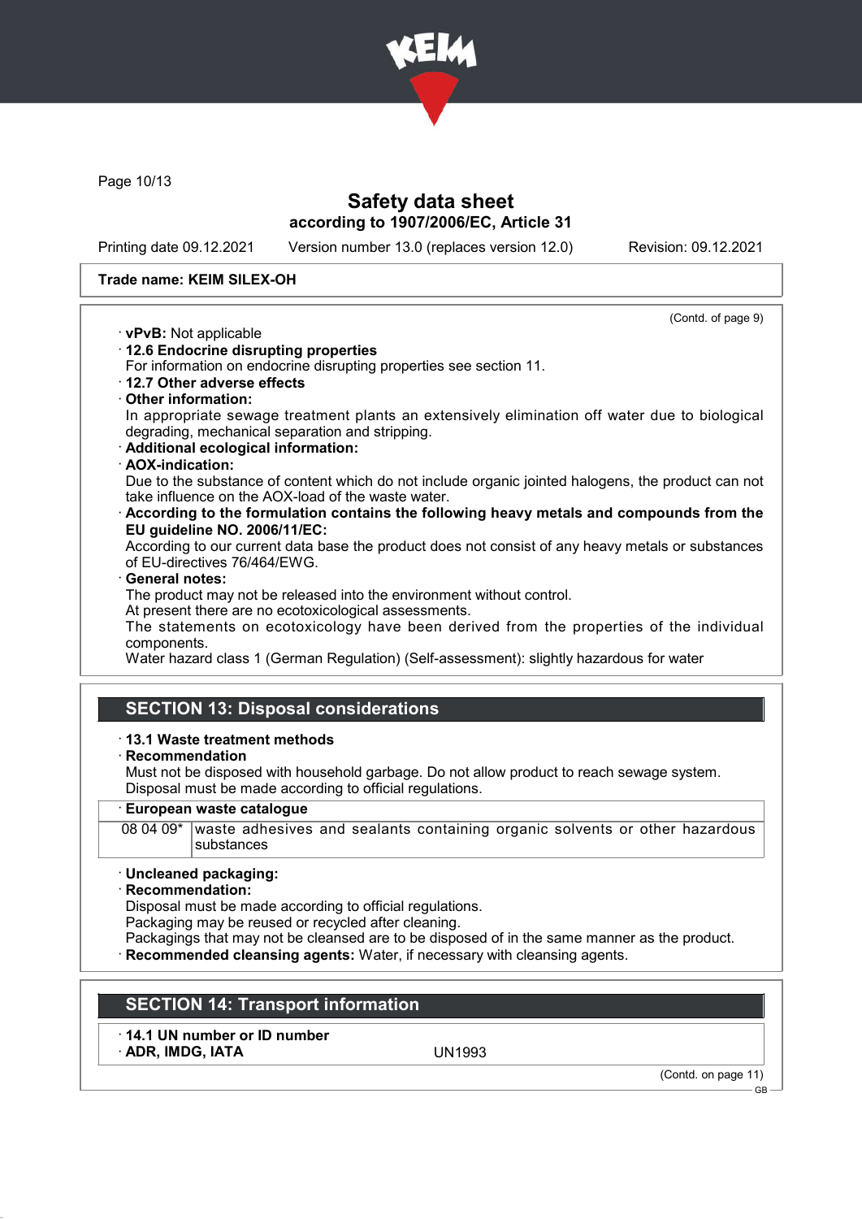**Trade name: KEIM SILEX-OH**

(Contd. of page 9)

· **vPvB:** Not applicable
· **12.6 Endocrine disrupting properties**
For information on endocrine disrupting properties see section 11.
· **12.7 Other adverse effects**
· **Other information:**
In appropriate sewage treatment plants an extensively elimination off water due to biological degrading, mechanical separation and stripping.
· **Additional ecological information:**
· **AOX-indication:**
Due to the substance of content which do not include organic jointed halogens, the product can not take influence on the AOX-load of the waste water.
· **According to the formulation contains the following heavy metals and compounds from the EU guideline NO. 2006/11/EC:**
According to our current data base the product does not consist of any heavy metals or substances of EU-directives 76/464/EWG.
· **General notes:**
The product may not be released into the environment without control.
At present there are no ecotoxicological assessments.
The statements on ecotoxicology have been derived from the properties of the individual components.
Water hazard class 1 (German Regulation) (Self-assessment): slightly hazardous for water

## SECTION 13: Disposal considerations

· **13.1 Waste treatment methods**
· **Recommendation**
Must not be disposed with household garbage. Do not allow product to reach sewage system.
Disposal must be made according to official regulations.

| · **European waste catalogue** | |
|---|---|
| 08 04 09* | waste adhesives and sealants containing organic solvents or other hazardous substances |

· **Uncleaned packaging:**
· **Recommendation:**
Disposal must be made according to official regulations.
Packaging may be reused or recycled after cleaning.
Packagings that may not be cleansed are to be disposed of in the same manner as the product.
· **Recommended cleansing agents:** Water, if necessary with cleansing agents.

## SECTION 14: Transport information

· **14.1 UN number or ID number**
· **ADR, IMDG, IATA** UN1993

(Contd. on page 11)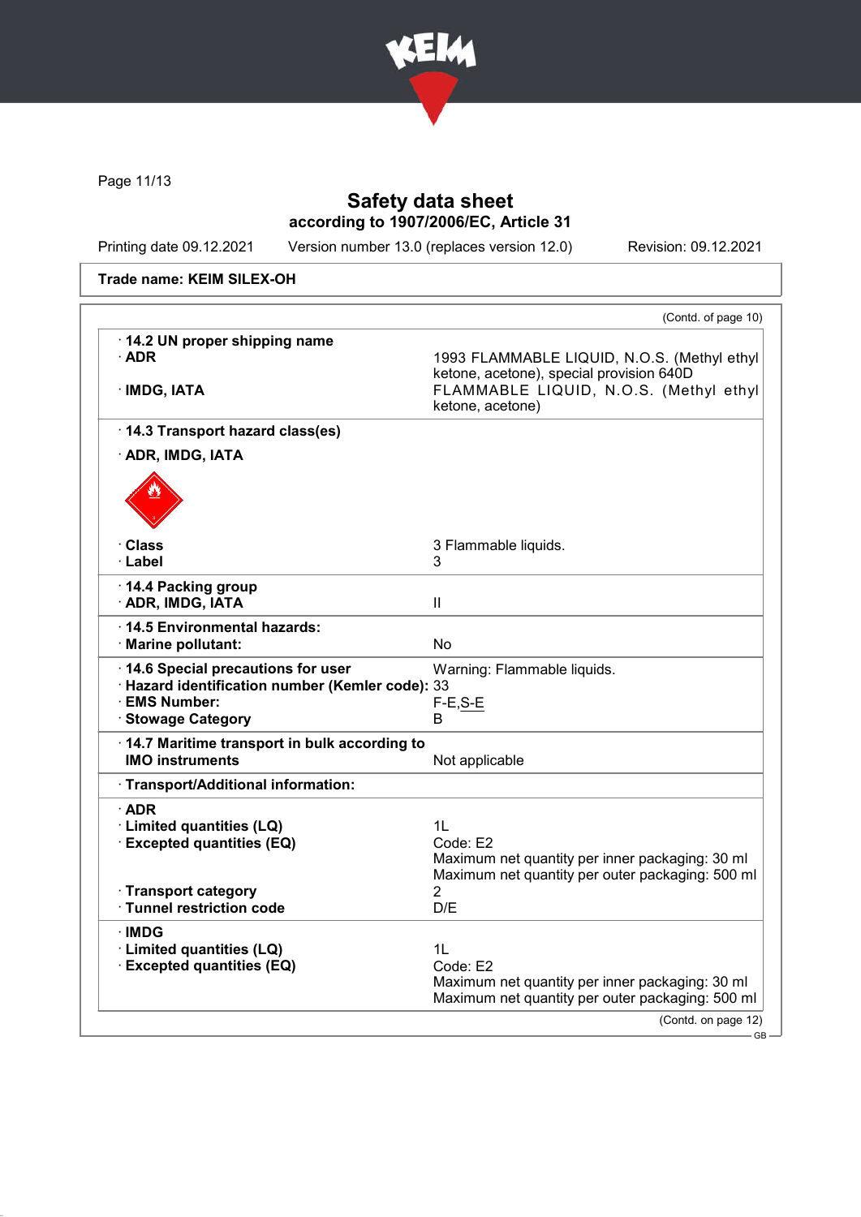# Safety data sheet

## according to 1907/2006/EC, Article 31

Printing date 09.12.2021 Version number 13.0 (replaces version 12.0) Revision: 09.12.2021

**Trade name: KEIM SILEX-OH**

(Contd. of page 10)

| | |
|---|---|
| · **14.2 UN proper shipping name** | |
| · **ADR** | 1993 FLAMMABLE LIQUID, N.O.S. (Methyl ethyl ketone, acetone), special provision 640D |
| · **IMDG, IATA** | FLAMMABLE LIQUID, N.O.S. (Methyl ethyl ketone, acetone) |
| · **14.3 Transport hazard class(es)** | |
| · **ADR, IMDG, IATA** | |
| · **Class** | 3 Flammable liquids. |
| · **Label** | 3 |
| · **14.4 Packing group** | |
| · **ADR, IMDG, IATA** | II |
| · **14.5 Environmental hazards:** | |
| · **Marine pollutant:** | No |
| · **14.6 Special precautions for user** | Warning: Flammable liquids. |
| · **Hazard identification number (Kemler code):** | 33 |
| · **EMS Number:** | F-E,S-E |
| · **Stowage Category** | B |
| · **14.7 Maritime transport in bulk according to IMO instruments** | Not applicable |
| · **Transport/Additional information:** | |
| · **ADR** | |
| · **Limited quantities (LQ)** | 1L |
| · **Excepted quantities (EQ)** | Code: E2<br>Maximum net quantity per inner packaging: 30 ml<br>Maximum net quantity per outer packaging: 500 ml |
| · **Transport category** | 2 |
| · **Tunnel restriction code** | D/E |
| · **IMDG** | |
| · **Limited quantities (LQ)** | 1L |
| · **Excepted quantities (EQ)** | Code: E2<br>Maximum net quantity per inner packaging: 30 ml<br>Maximum net quantity per outer packaging: 500 ml |

(Contd. on page 12)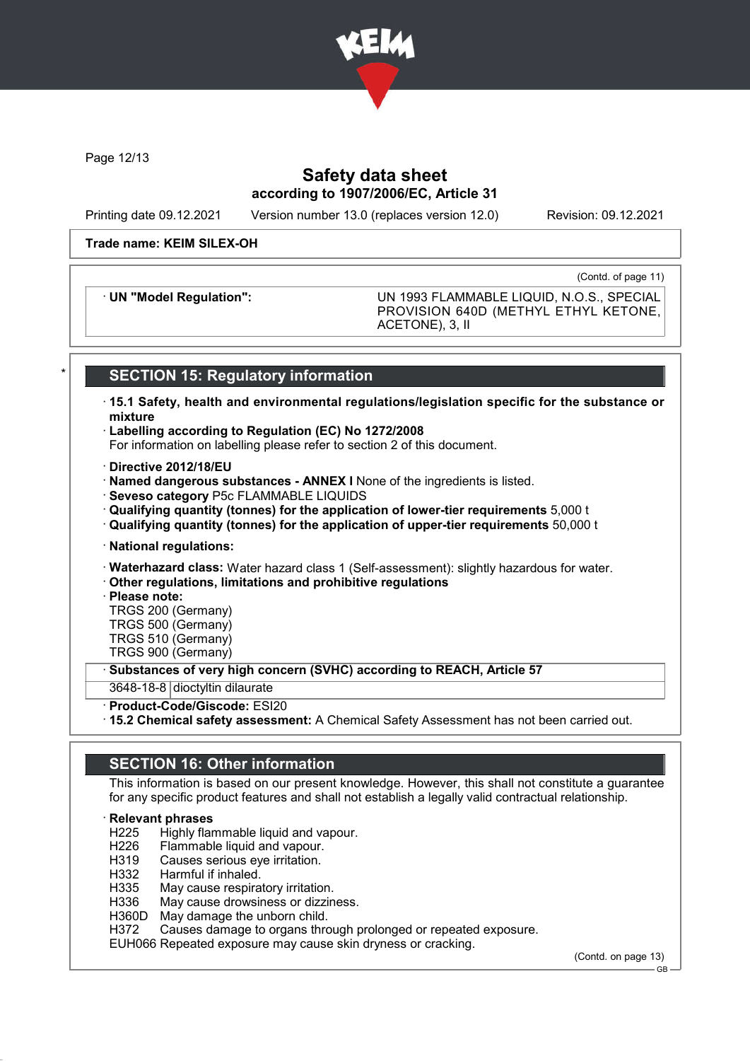**Trade name: KEIM SILEX-OH**

(Contd. of page 11)

| · UN "Model Regulation": | UN 1993 FLAMMABLE LIQUID, N.O.S., SPECIAL PROVISION 640D (METHYL ETHYL KETONE, ACETONE), 3, II |
|---|---|

## SECTION 15: Regulatory information

· **15.1 Safety, health and environmental regulations/legislation specific for the substance or mixture**
· **Labelling according to Regulation (EC) No 1272/2008**
For information on labelling please refer to section 2 of this document.

· **Directive 2012/18/EU**
· **Named dangerous substances - ANNEX I** None of the ingredients is listed.
· **Seveso category** P5c FLAMMABLE LIQUIDS
· **Qualifying quantity (tonnes) for the application of lower-tier requirements** 5,000 t
· **Qualifying quantity (tonnes) for the application of upper-tier requirements** 50,000 t

· **National regulations:**

· **Waterhazard class:** Water hazard class 1 (Self-assessment): slightly hazardous for water.
· **Other regulations, limitations and prohibitive regulations**
· **Please note:**
TRGS 200 (Germany)
TRGS 500 (Germany)
TRGS 510 (Germany)
TRGS 900 (Germany)

| · **Substances of very high concern (SVHC) according to REACH, Article 57** | |
|---|---|
| 3648-18-8 | dioctyltin dilaurate |

· **Product-Code/Giscode:** ESI20
· **15.2 Chemical safety assessment:** A Chemical Safety Assessment has not been carried out.

## SECTION 16: Other information

This information is based on our present knowledge. However, this shall not constitute a guarantee for any specific product features and shall not establish a legally valid contractual relationship.

· **Relevant phrases**
H225 Highly flammable liquid and vapour.
H226 Flammable liquid and vapour.
H319 Causes serious eye irritation.
H332 Harmful if inhaled.
H335 May cause respiratory irritation.
H336 May cause drowsiness or dizziness.
H360D May damage the unborn child.
H372 Causes damage to organs through prolonged or repeated exposure.
EUH066 Repeated exposure may cause skin dryness or cracking.

(Contd. on page 13)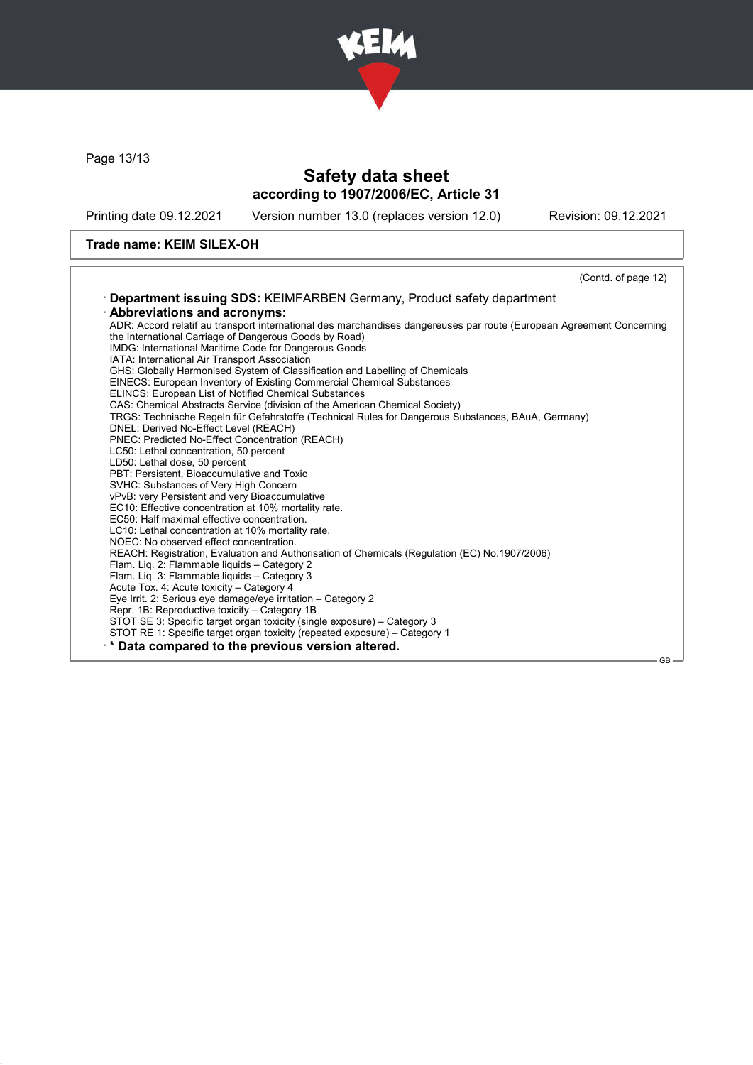# Safety data sheet
## according to 1907/2006/EC, Article 31

Printing date 09.12.2021 Version number 13.0 (replaces version 12.0) Revision: 09.12.2021

**Trade name: KEIM SILEX-OH**

(Contd. of page 12)

· **Department issuing SDS:** KEIMFARBEN Germany, Product safety department

· **Abbreviations and acronyms:**

ADR: Accord relatif au transport international des marchandises dangereuses par route (European Agreement Concerning the International Carriage of Dangerous Goods by Road)
IMDG: International Maritime Code for Dangerous Goods
IATA: International Air Transport Association
GHS: Globally Harmonised System of Classification and Labelling of Chemicals
EINECS: European Inventory of Existing Commercial Chemical Substances
ELINCS: European List of Notified Chemical Substances
CAS: Chemical Abstracts Service (division of the American Chemical Society)
TRGS: Technische Regeln für Gefahrstoffe (Technical Rules for Dangerous Substances, BAuA, Germany)
DNEL: Derived No-Effect Level (REACH)
PNEC: Predicted No-Effect Concentration (REACH)
LC50: Lethal concentration, 50 percent
LD50: Lethal dose, 50 percent
PBT: Persistent, Bioaccumulative and Toxic
SVHC: Substances of Very High Concern
vPvB: very Persistent and very Bioaccumulative
EC10: Effective concentration at 10% mortality rate.
EC50: Half maximal effective concentration.
LC10: Lethal concentration at 10% mortality rate.
NOEC: No observed effect concentration.
REACH: Registration, Evaluation and Authorisation of Chemicals (Regulation (EC) No.1907/2006)
Flam. Liq. 2: Flammable liquids – Category 2
Flam. Liq. 3: Flammable liquids – Category 3
Acute Tox. 4: Acute toxicity – Category 4
Eye Irrit. 2: Serious eye damage/eye irritation – Category 2
Repr. 1B: Reproductive toxicity – Category 1B
STOT SE 3: Specific target organ toxicity (single exposure) – Category 3
STOT RE 1: Specific target organ toxicity (repeated exposure) – Category 1

· **\* Data compared to the previous version altered.**

GB